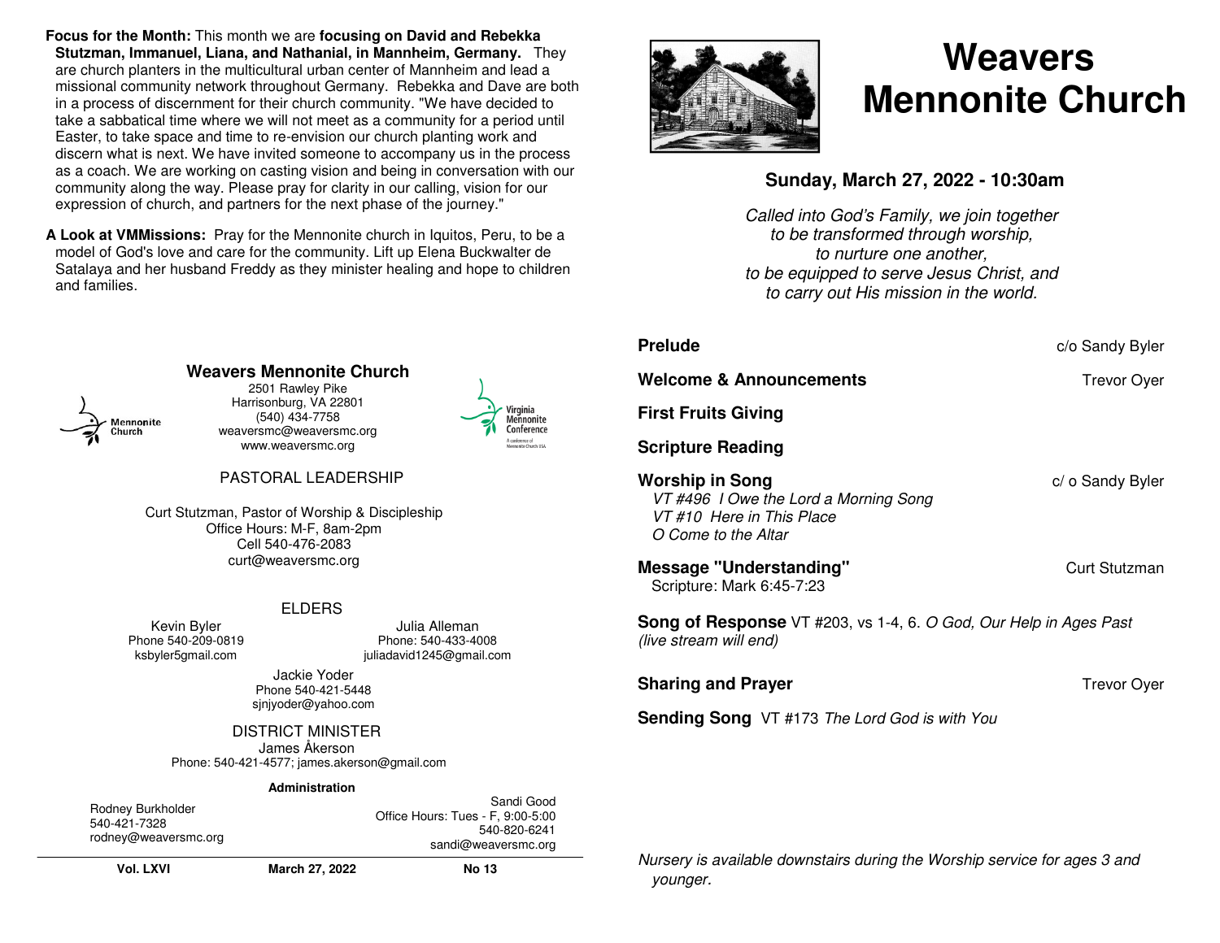**Focus for the Month:** This month we are **focusing on David and Rebekka Stutzman, Immanuel, Liana, and Nathanial, in Mannheim, Germany.** They are church planters in the multicultural urban center of Mannheim and lead a missional community network throughout Germany. Rebekka and Dave are both in a process of discernment for their church community. "We have decided to take a sabbatical time where we will not meet as a community for a period until Easter, to take space and time to re-envision our church planting work and discern what is next. We have invited someone to accompany us in the process as a coach. We are working on casting vision and being in conversation with our community along the way. Please pray for clarity in our calling, vision for our expression of church, and partners for the next phase of the journey."

**A Look at VMMissions:** Pray for the Mennonite church in Iquitos, Peru, to be a model of God's love and care for the community. Lift up Elena Buckwalter de Satalaya and her husband Freddy as they minister healing and hope to children and families.

## Weavers Mennonite Church

2501 Rawley Pike
Harrisonburg, VA 22801
(540) 434-7758
weaversmc@weaversmc.org
www.weaversmc.org

### PASTORAL LEADERSHIP

Curt Stutzman, Pastor of Worship & Discipleship
Office Hours: M-F, 8am-2pm
Cell 540-476-2083
curt@weaversmc.org

### ELDERS

Kevin Byler
Phone 540-209-0819
ksbyler5gmail.com

Julia Alleman
Phone: 540-433-4008
juliadavid1245@gmail.com

Jackie Yoder
Phone 540-421-5448
sjnjyoder@yahoo.com

### DISTRICT MINISTER

James Åkerson
Phone: 540-421-4577; james.akerson@gmail.com

**Administration**

Rodney Burkholder
540-421-7328
rodney@weaversmc.org

Sandi Good
Office Hours: Tues - F, 9:00-5:00
540-820-6241
sandi@weaversmc.org

**Vol. LXVI** **March 27, 2022** **No 13**

# Weavers Mennonite Church

## Sunday, March 27, 2022 - 10:30am

*Called into God's Family, we join together*
*to be transformed through worship,*
*to nurture one another,*
*to be equipped to serve Jesus Christ, and*
*to carry out His mission in the world.*

**Prelude** — c/o Sandy Byler

**Welcome & Announcements** — Trevor Oyer

**First Fruits Giving**

**Scripture Reading**

**Worship in Song** — c/ o Sandy Byler
*VT #496 I Owe the Lord a Morning Song*
*VT #10 Here in This Place*
*O Come to the Altar*

**Message "Understanding"** — Curt Stutzman
Scripture: Mark 6:45-7:23

**Song of Response** VT #203, vs 1-4, 6. *O God, Our Help in Ages Past (live stream will end)*

**Sharing and Prayer** — Trevor Oyer

**Sending Song** VT #173 *The Lord God is with You*

*Nursery is available downstairs during the Worship service for ages 3 and younger.*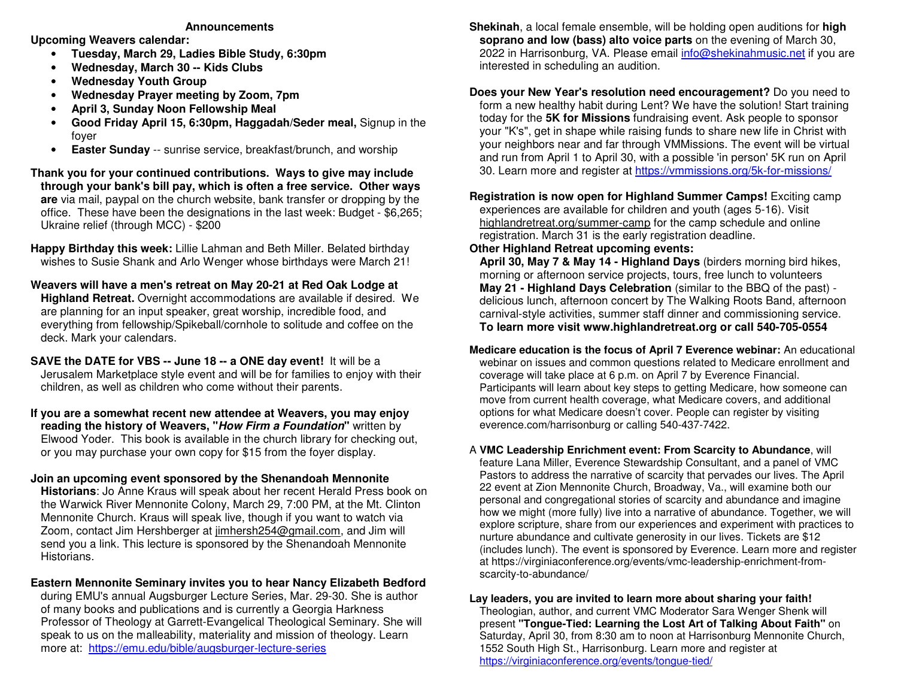### Announcements

**Upcoming Weavers calendar:**

- **Tuesday, March 29, Ladies Bible Study, 6:30pm**
- **Wednesday, March 30 -- Kids Clubs**
- **Wednesday Youth Group**
- **Wednesday Prayer meeting by Zoom, 7pm**
- **April 3, Sunday Noon Fellowship Meal**
- **Good Friday April 15, 6:30pm, Haggadah/Seder meal,** Signup in the foyer
- **Easter Sunday** -- sunrise service, breakfast/brunch, and worship

**Thank you for your continued contributions. Ways to give may include through your bank's bill pay, which is often a free service. Other ways are** via mail, paypal on the church website, bank transfer or dropping by the office. These have been the designations in the last week: Budget - $6,265; Ukraine relief (through MCC) - $200

**Happy Birthday this week:** Lillie Lahman and Beth Miller. Belated birthday wishes to Susie Shank and Arlo Wenger whose birthdays were March 21!

**Weavers will have a men's retreat on May 20-21 at Red Oak Lodge at Highland Retreat.** Overnight accommodations are available if desired. We are planning for an input speaker, great worship, incredible food, and everything from fellowship/Spikeball/cornhole to solitude and coffee on the deck. Mark your calendars.

**SAVE the DATE for VBS -- June 18 -- a ONE day event!** It will be a Jerusalem Marketplace style event and will be for families to enjoy with their children, as well as children who come without their parents.

**If you are a somewhat recent new attendee at Weavers, you may enjoy reading the history of Weavers, "*How Firm a Foundation*"** written by Elwood Yoder. This book is available in the church library for checking out, or you may purchase your own copy for $15 from the foyer display.

**Join an upcoming event sponsored by the Shenandoah Mennonite Historians**: Jo Anne Kraus will speak about her recent Herald Press book on the Warwick River Mennonite Colony, March 29, 7:00 PM, at the Mt. Clinton Mennonite Church. Kraus will speak live, though if you want to watch via Zoom, contact Jim Hershberger at jimhersh254@gmail.com, and Jim will send you a link. This lecture is sponsored by the Shenandoah Mennonite Historians.

**Eastern Mennonite Seminary invites you to hear Nancy Elizabeth Bedford** during EMU's annual Augsburger Lecture Series, Mar. 29-30. She is author of many books and publications and is currently a Georgia Harkness Professor of Theology at Garrett-Evangelical Theological Seminary. She will speak to us on the malleability, materiality and mission of theology. Learn more at: https://emu.edu/bible/augsburger-lecture-series

**Shekinah**, a local female ensemble, will be holding open auditions for **high soprano and low (bass) alto voice parts** on the evening of March 30, 2022 in Harrisonburg, VA. Please email info@shekinahmusic.net if you are interested in scheduling an audition.

**Does your New Year's resolution need encouragement?** Do you need to form a new healthy habit during Lent? We have the solution! Start training today for the **5K for Missions** fundraising event. Ask people to sponsor your "K's", get in shape while raising funds to share new life in Christ with your neighbors near and far through VMMissions. The event will be virtual and run from April 1 to April 30, with a possible 'in person' 5K run on April 30. Learn more and register at https://vmmissions.org/5k-for-missions/

**Registration is now open for Highland Summer Camps!** Exciting camp experiences are available for children and youth (ages 5-16). Visit highlandretreat.org/summer-camp for the camp schedule and online registration. March 31 is the early registration deadline.

**Other Highland Retreat upcoming events:**

**April 30, May 7 & May 14 - Highland Days** (birders morning bird hikes, morning or afternoon service projects, tours, free lunch to volunteers
**May 21 - Highland Days Celebration** (similar to the BBQ of the past) - delicious lunch, afternoon concert by The Walking Roots Band, afternoon carnival-style activities, summer staff dinner and commissioning service.
**To learn more visit www.highlandretreat.org or call 540-705-0554**

**Medicare education is the focus of April 7 Everence webinar:** An educational webinar on issues and common questions related to Medicare enrollment and coverage will take place at 6 p.m. on April 7 by Everence Financial. Participants will learn about key steps to getting Medicare, how someone can move from current health coverage, what Medicare covers, and additional options for what Medicare doesn't cover. People can register by visiting everence.com/harrisonburg or calling 540-437-7422.

A **VMC Leadership Enrichment event: From Scarcity to Abundance**, will feature Lana Miller, Everence Stewardship Consultant, and a panel of VMC Pastors to address the narrative of scarcity that pervades our lives. The April 22 event at Zion Mennonite Church, Broadway, Va., will examine both our personal and congregational stories of scarcity and abundance and imagine how we might (more fully) live into a narrative of abundance. Together, we will explore scripture, share from our experiences and experiment with practices to nurture abundance and cultivate generosity in our lives. Tickets are $12 (includes lunch). The event is sponsored by Everence. Learn more and register at https://virginiaconference.org/events/vmc-leadership-enrichment-from-scarcity-to-abundance/

**Lay leaders, you are invited to learn more about sharing your faith!** Theologian, author, and current VMC Moderator Sara Wenger Shenk will present **"Tongue-Tied: Learning the Lost Art of Talking About Faith"** on Saturday, April 30, from 8:30 am to noon at Harrisonburg Mennonite Church, 1552 South High St., Harrisonburg. Learn more and register at https://virginiaconference.org/events/tongue-tied/